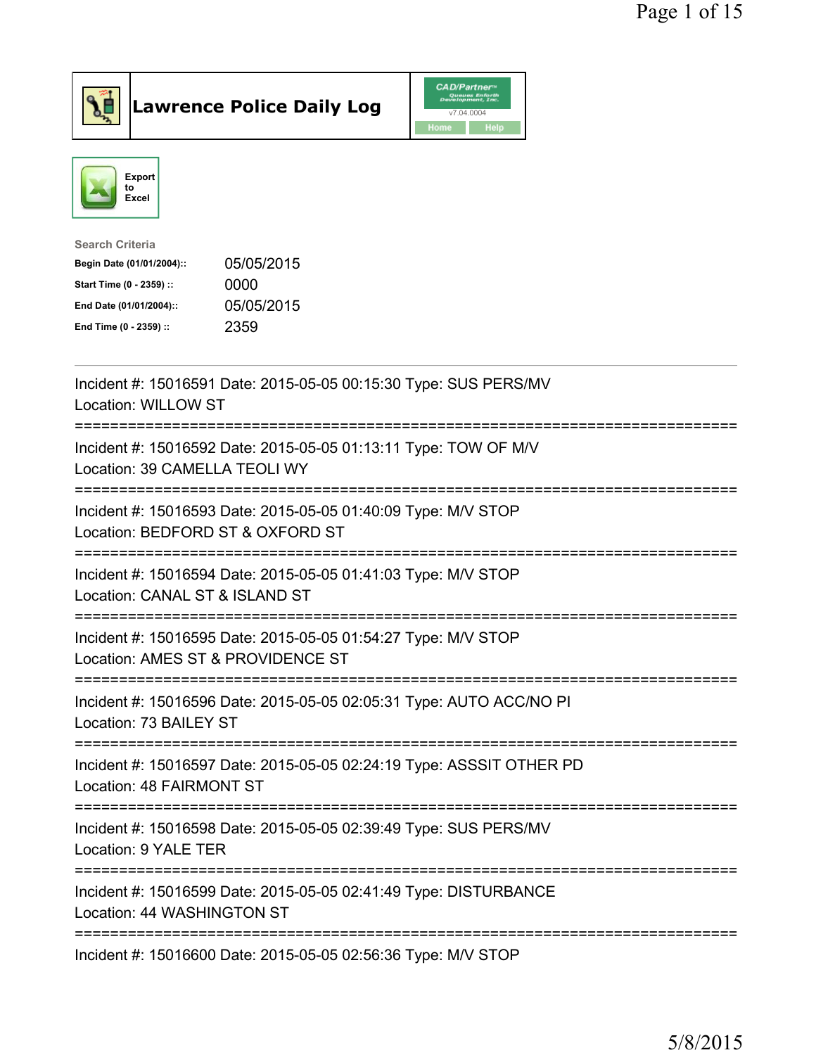# Lawrence Police Daily Log

Export to Excel

**Search Criteria**

| | |
|---|---|
| Begin Date (01/01/2004):: | 05/05/2015 |
| Start Time (0 - 2359) :: | 0000 |
| End Date (01/01/2004):: | 05/05/2015 |
| End Time (0 - 2359) :: | 2359 |

---

Incident #: 15016591 Date: 2015-05-05 00:15:30 Type: SUS PERS/MV
Location: WILLOW ST
===========================================================================
Incident #: 15016592 Date: 2015-05-05 01:13:11 Type: TOW OF M/V
Location: 39 CAMELLA TEOLI WY
===========================================================================
Incident #: 15016593 Date: 2015-05-05 01:40:09 Type: M/V STOP
Location: BEDFORD ST & OXFORD ST
===========================================================================
Incident #: 15016594 Date: 2015-05-05 01:41:03 Type: M/V STOP
Location: CANAL ST & ISLAND ST
===========================================================================
Incident #: 15016595 Date: 2015-05-05 01:54:27 Type: M/V STOP
Location: AMES ST & PROVIDENCE ST
===========================================================================
Incident #: 15016596 Date: 2015-05-05 02:05:31 Type: AUTO ACC/NO PI
Location: 73 BAILEY ST
===========================================================================
Incident #: 15016597 Date: 2015-05-05 02:24:19 Type: ASSSIT OTHER PD
Location: 48 FAIRMONT ST
===========================================================================
Incident #: 15016598 Date: 2015-05-05 02:39:49 Type: SUS PERS/MV
Location: 9 YALE TER
===========================================================================
Incident #: 15016599 Date: 2015-05-05 02:41:49 Type: DISTURBANCE
Location: 44 WASHINGTON ST
===========================================================================
Incident #: 15016600 Date: 2015-05-05 02:56:36 Type: M/V STOP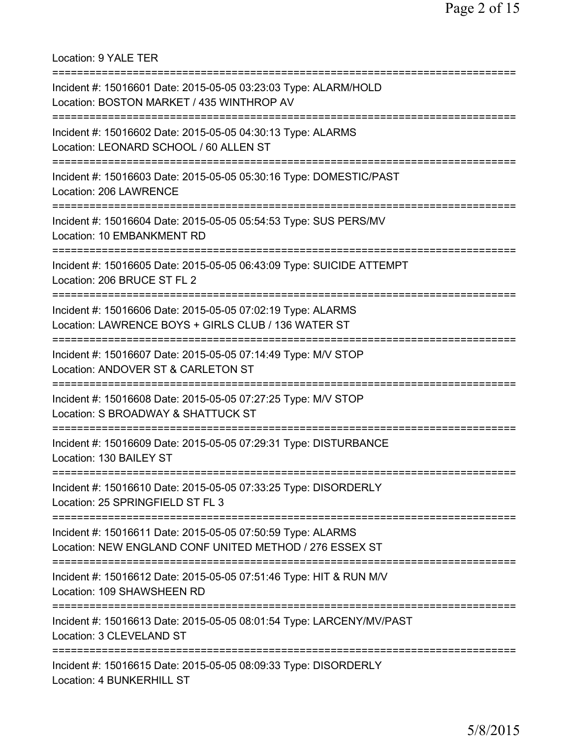Location: 9 YALE TER

===========================================================================

Incident #: 15016601 Date: 2015-05-05 03:23:03 Type: ALARM/HOLD
Location: BOSTON MARKET / 435 WINTHROP AV

===========================================================================

Incident #: 15016602 Date: 2015-05-05 04:30:13 Type: ALARMS
Location: LEONARD SCHOOL / 60 ALLEN ST

===========================================================================

Incident #: 15016603 Date: 2015-05-05 05:30:16 Type: DOMESTIC/PAST
Location: 206 LAWRENCE

===========================================================================

Incident #: 15016604 Date: 2015-05-05 05:54:53 Type: SUS PERS/MV
Location: 10 EMBANKMENT RD

===========================================================================

Incident #: 15016605 Date: 2015-05-05 06:43:09 Type: SUICIDE ATTEMPT
Location: 206 BRUCE ST FL 2

===========================================================================

Incident #: 15016606 Date: 2015-05-05 07:02:19 Type: ALARMS
Location: LAWRENCE BOYS + GIRLS CLUB / 136 WATER ST

===========================================================================

Incident #: 15016607 Date: 2015-05-05 07:14:49 Type: M/V STOP
Location: ANDOVER ST & CARLETON ST

===========================================================================

Incident #: 15016608 Date: 2015-05-05 07:27:25 Type: M/V STOP
Location: S BROADWAY & SHATTUCK ST

===========================================================================

Incident #: 15016609 Date: 2015-05-05 07:29:31 Type: DISTURBANCE
Location: 130 BAILEY ST

===========================================================================

Incident #: 15016610 Date: 2015-05-05 07:33:25 Type: DISORDERLY
Location: 25 SPRINGFIELD ST FL 3

===========================================================================

Incident #: 15016611 Date: 2015-05-05 07:50:59 Type: ALARMS
Location: NEW ENGLAND CONF UNITED METHOD / 276 ESSEX ST

===========================================================================

Incident #: 15016612 Date: 2015-05-05 07:51:46 Type: HIT & RUN M/V
Location: 109 SHAWSHEEN RD

===========================================================================

Incident #: 15016613 Date: 2015-05-05 08:01:54 Type: LARCENY/MV/PAST
Location: 3 CLEVELAND ST

===========================================================================

Incident #: 15016615 Date: 2015-05-05 08:09:33 Type: DISORDERLY
Location: 4 BUNKERHILL ST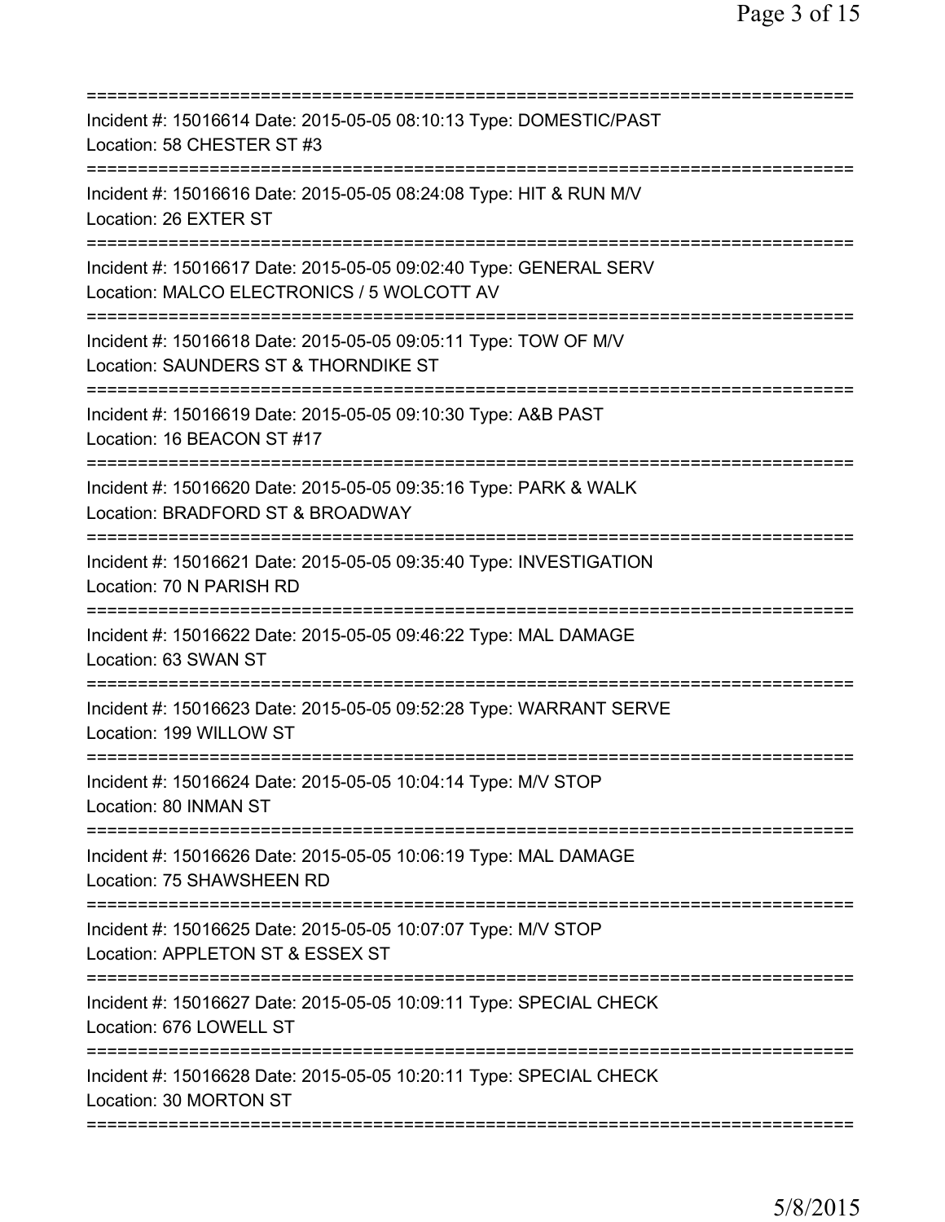==============================================================================
Incident #: 15016614 Date: 2015-05-05 08:10:13 Type: DOMESTIC/PAST
Location: 58 CHESTER ST #3
==============================================================================
Incident #: 15016616 Date: 2015-05-05 08:24:08 Type: HIT & RUN M/V
Location: 26 EXTER ST
==============================================================================
Incident #: 15016617 Date: 2015-05-05 09:02:40 Type: GENERAL SERV
Location: MALCO ELECTRONICS / 5 WOLCOTT AV
==============================================================================
Incident #: 15016618 Date: 2015-05-05 09:05:11 Type: TOW OF M/V
Location: SAUNDERS ST & THORNDIKE ST
==============================================================================
Incident #: 15016619 Date: 2015-05-05 09:10:30 Type: A&B PAST
Location: 16 BEACON ST #17
==============================================================================
Incident #: 15016620 Date: 2015-05-05 09:35:16 Type: PARK & WALK
Location: BRADFORD ST & BROADWAY
==============================================================================
Incident #: 15016621 Date: 2015-05-05 09:35:40 Type: INVESTIGATION
Location: 70 N PARISH RD
==============================================================================
Incident #: 15016622 Date: 2015-05-05 09:46:22 Type: MAL DAMAGE
Location: 63 SWAN ST
==============================================================================
Incident #: 15016623 Date: 2015-05-05 09:52:28 Type: WARRANT SERVE
Location: 199 WILLOW ST
==============================================================================
Incident #: 15016624 Date: 2015-05-05 10:04:14 Type: M/V STOP
Location: 80 INMAN ST
==============================================================================
Incident #: 15016626 Date: 2015-05-05 10:06:19 Type: MAL DAMAGE
Location: 75 SHAWSHEEN RD
==============================================================================
Incident #: 15016625 Date: 2015-05-05 10:07:07 Type: M/V STOP
Location: APPLETON ST & ESSEX ST
==============================================================================
Incident #: 15016627 Date: 2015-05-05 10:09:11 Type: SPECIAL CHECK
Location: 676 LOWELL ST
==============================================================================
Incident #: 15016628 Date: 2015-05-05 10:20:11 Type: SPECIAL CHECK
Location: 30 MORTON ST
==============================================================================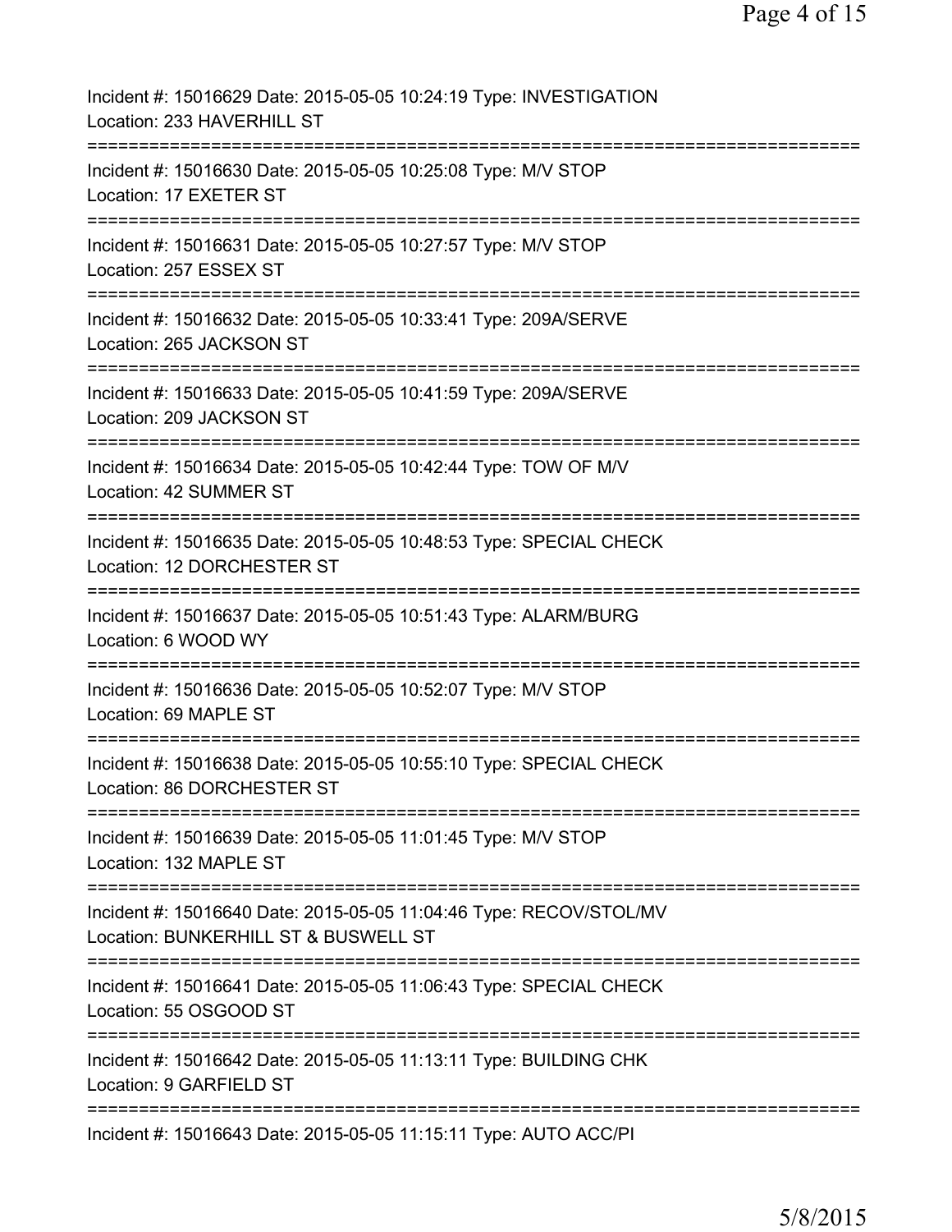Incident #: 15016629 Date: 2015-05-05 10:24:19 Type: INVESTIGATION
Location: 233 HAVERHILL ST
===========================================================================
Incident #: 15016630 Date: 2015-05-05 10:25:08 Type: M/V STOP
Location: 17 EXETER ST
===========================================================================
Incident #: 15016631 Date: 2015-05-05 10:27:57 Type: M/V STOP
Location: 257 ESSEX ST
===========================================================================
Incident #: 15016632 Date: 2015-05-05 10:33:41 Type: 209A/SERVE
Location: 265 JACKSON ST
===========================================================================
Incident #: 15016633 Date: 2015-05-05 10:41:59 Type: 209A/SERVE
Location: 209 JACKSON ST
===========================================================================
Incident #: 15016634 Date: 2015-05-05 10:42:44 Type: TOW OF M/V
Location: 42 SUMMER ST
===========================================================================
Incident #: 15016635 Date: 2015-05-05 10:48:53 Type: SPECIAL CHECK
Location: 12 DORCHESTER ST
===========================================================================
Incident #: 15016637 Date: 2015-05-05 10:51:43 Type: ALARM/BURG
Location: 6 WOOD WY
===========================================================================
Incident #: 15016636 Date: 2015-05-05 10:52:07 Type: M/V STOP
Location: 69 MAPLE ST
===========================================================================
Incident #: 15016638 Date: 2015-05-05 10:55:10 Type: SPECIAL CHECK
Location: 86 DORCHESTER ST
===========================================================================
Incident #: 15016639 Date: 2015-05-05 11:01:45 Type: M/V STOP
Location: 132 MAPLE ST
===========================================================================
Incident #: 15016640 Date: 2015-05-05 11:04:46 Type: RECOV/STOL/MV
Location: BUNKERHILL ST & BUSWELL ST
===========================================================================
Incident #: 15016641 Date: 2015-05-05 11:06:43 Type: SPECIAL CHECK
Location: 55 OSGOOD ST
===========================================================================
Incident #: 15016642 Date: 2015-05-05 11:13:11 Type: BUILDING CHK
Location: 9 GARFIELD ST
===========================================================================
Incident #: 15016643 Date: 2015-05-05 11:15:11 Type: AUTO ACC/PI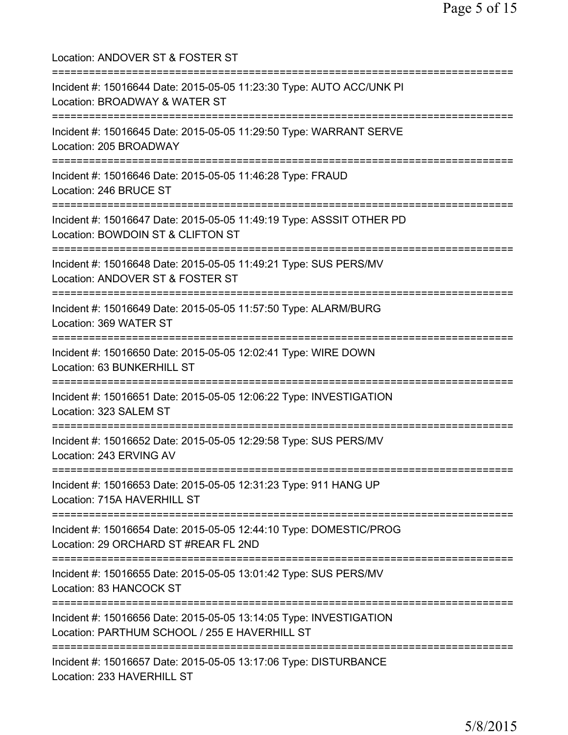Location: ANDOVER ST & FOSTER ST

===========================================================================

Incident #: 15016644 Date: 2015-05-05 11:23:30 Type: AUTO ACC/UNK PI
Location: BROADWAY & WATER ST

===========================================================================

Incident #: 15016645 Date: 2015-05-05 11:29:50 Type: WARRANT SERVE
Location: 205 BROADWAY

===========================================================================

Incident #: 15016646 Date: 2015-05-05 11:46:28 Type: FRAUD
Location: 246 BRUCE ST

===========================================================================

Incident #: 15016647 Date: 2015-05-05 11:49:19 Type: ASSSIT OTHER PD
Location: BOWDOIN ST & CLIFTON ST

===========================================================================

Incident #: 15016648 Date: 2015-05-05 11:49:21 Type: SUS PERS/MV
Location: ANDOVER ST & FOSTER ST

===========================================================================

Incident #: 15016649 Date: 2015-05-05 11:57:50 Type: ALARM/BURG
Location: 369 WATER ST

===========================================================================

Incident #: 15016650 Date: 2015-05-05 12:02:41 Type: WIRE DOWN
Location: 63 BUNKERHILL ST

===========================================================================

Incident #: 15016651 Date: 2015-05-05 12:06:22 Type: INVESTIGATION
Location: 323 SALEM ST

===========================================================================

Incident #: 15016652 Date: 2015-05-05 12:29:58 Type: SUS PERS/MV
Location: 243 ERVING AV

===========================================================================

Incident #: 15016653 Date: 2015-05-05 12:31:23 Type: 911 HANG UP
Location: 715A HAVERHILL ST

===========================================================================

Incident #: 15016654 Date: 2015-05-05 12:44:10 Type: DOMESTIC/PROG
Location: 29 ORCHARD ST #REAR FL 2ND

===========================================================================

Incident #: 15016655 Date: 2015-05-05 13:01:42 Type: SUS PERS/MV
Location: 83 HANCOCK ST

===========================================================================

Incident #: 15016656 Date: 2015-05-05 13:14:05 Type: INVESTIGATION
Location: PARTHUM SCHOOL / 255 E HAVERHILL ST

===========================================================================

Incident #: 15016657 Date: 2015-05-05 13:17:06 Type: DISTURBANCE
Location: 233 HAVERHILL ST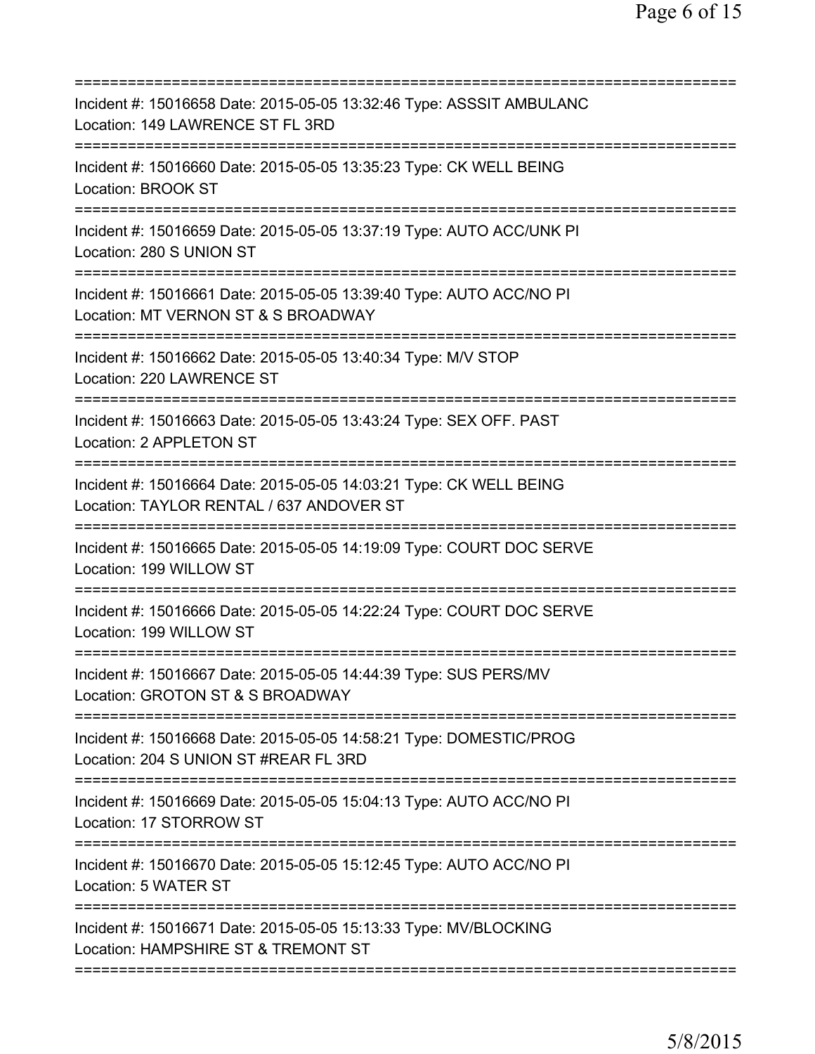===========================================================================

Incident #: 15016658 Date: 2015-05-05 13:32:46 Type: ASSSIT AMBULANC
Location: 149 LAWRENCE ST FL 3RD

===========================================================================

Incident #: 15016660 Date: 2015-05-05 13:35:23 Type: CK WELL BEING
Location: BROOK ST

===========================================================================

Incident #: 15016659 Date: 2015-05-05 13:37:19 Type: AUTO ACC/UNK PI
Location: 280 S UNION ST

===========================================================================

Incident #: 15016661 Date: 2015-05-05 13:39:40 Type: AUTO ACC/NO PI
Location: MT VERNON ST & S BROADWAY

===========================================================================

Incident #: 15016662 Date: 2015-05-05 13:40:34 Type: M/V STOP
Location: 220 LAWRENCE ST

===========================================================================

Incident #: 15016663 Date: 2015-05-05 13:43:24 Type: SEX OFF. PAST
Location: 2 APPLETON ST

===========================================================================

Incident #: 15016664 Date: 2015-05-05 14:03:21 Type: CK WELL BEING
Location: TAYLOR RENTAL / 637 ANDOVER ST

===========================================================================

Incident #: 15016665 Date: 2015-05-05 14:19:09 Type: COURT DOC SERVE
Location: 199 WILLOW ST

===========================================================================

Incident #: 15016666 Date: 2015-05-05 14:22:24 Type: COURT DOC SERVE
Location: 199 WILLOW ST

===========================================================================

Incident #: 15016667 Date: 2015-05-05 14:44:39 Type: SUS PERS/MV
Location: GROTON ST & S BROADWAY

===========================================================================

Incident #: 15016668 Date: 2015-05-05 14:58:21 Type: DOMESTIC/PROG
Location: 204 S UNION ST #REAR FL 3RD

===========================================================================

Incident #: 15016669 Date: 2015-05-05 15:04:13 Type: AUTO ACC/NO PI
Location: 17 STORROW ST

===========================================================================

Incident #: 15016670 Date: 2015-05-05 15:12:45 Type: AUTO ACC/NO PI
Location: 5 WATER ST

===========================================================================

Incident #: 15016671 Date: 2015-05-05 15:13:33 Type: MV/BLOCKING
Location: HAMPSHIRE ST & TREMONT ST

===========================================================================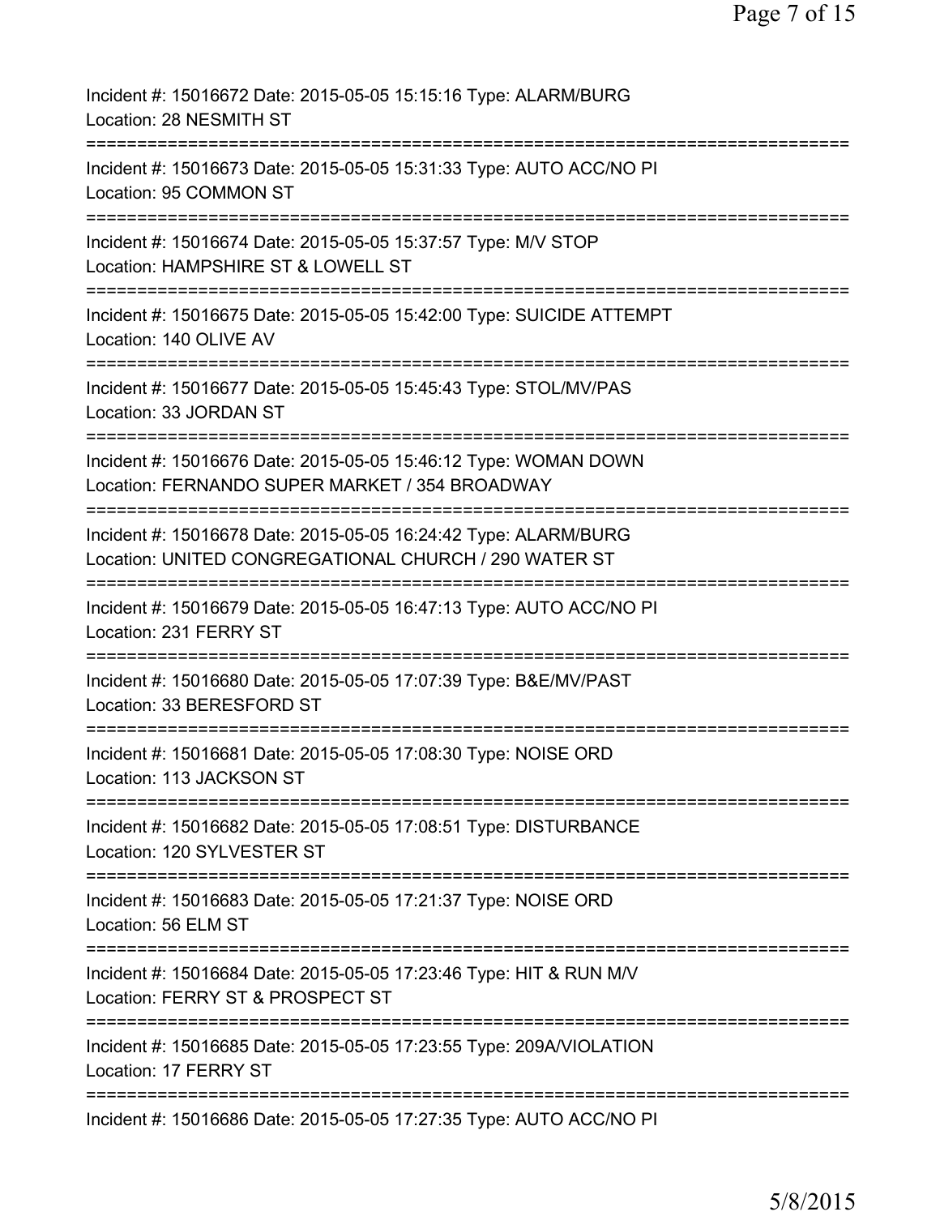Incident #: 15016672 Date: 2015-05-05 15:15:16 Type: ALARM/BURG
Location: 28 NESMITH ST

===========================================================================

Incident #: 15016673 Date: 2015-05-05 15:31:33 Type: AUTO ACC/NO PI
Location: 95 COMMON ST

===========================================================================

Incident #: 15016674 Date: 2015-05-05 15:37:57 Type: M/V STOP
Location: HAMPSHIRE ST & LOWELL ST

===========================================================================

Incident #: 15016675 Date: 2015-05-05 15:42:00 Type: SUICIDE ATTEMPT
Location: 140 OLIVE AV

===========================================================================

Incident #: 15016677 Date: 2015-05-05 15:45:43 Type: STOL/MV/PAS
Location: 33 JORDAN ST

===========================================================================

Incident #: 15016676 Date: 2015-05-05 15:46:12 Type: WOMAN DOWN
Location: FERNANDO SUPER MARKET / 354 BROADWAY

===========================================================================

Incident #: 15016678 Date: 2015-05-05 16:24:42 Type: ALARM/BURG
Location: UNITED CONGREGATIONAL CHURCH / 290 WATER ST

===========================================================================

Incident #: 15016679 Date: 2015-05-05 16:47:13 Type: AUTO ACC/NO PI
Location: 231 FERRY ST

===========================================================================

Incident #: 15016680 Date: 2015-05-05 17:07:39 Type: B&E/MV/PAST
Location: 33 BERESFORD ST

===========================================================================

Incident #: 15016681 Date: 2015-05-05 17:08:30 Type: NOISE ORD
Location: 113 JACKSON ST

===========================================================================

Incident #: 15016682 Date: 2015-05-05 17:08:51 Type: DISTURBANCE
Location: 120 SYLVESTER ST

===========================================================================

Incident #: 15016683 Date: 2015-05-05 17:21:37 Type: NOISE ORD
Location: 56 ELM ST

===========================================================================

Incident #: 15016684 Date: 2015-05-05 17:23:46 Type: HIT & RUN M/V
Location: FERRY ST & PROSPECT ST

===========================================================================

Incident #: 15016685 Date: 2015-05-05 17:23:55 Type: 209A/VIOLATION
Location: 17 FERRY ST

===========================================================================

Incident #: 15016686 Date: 2015-05-05 17:27:35 Type: AUTO ACC/NO PI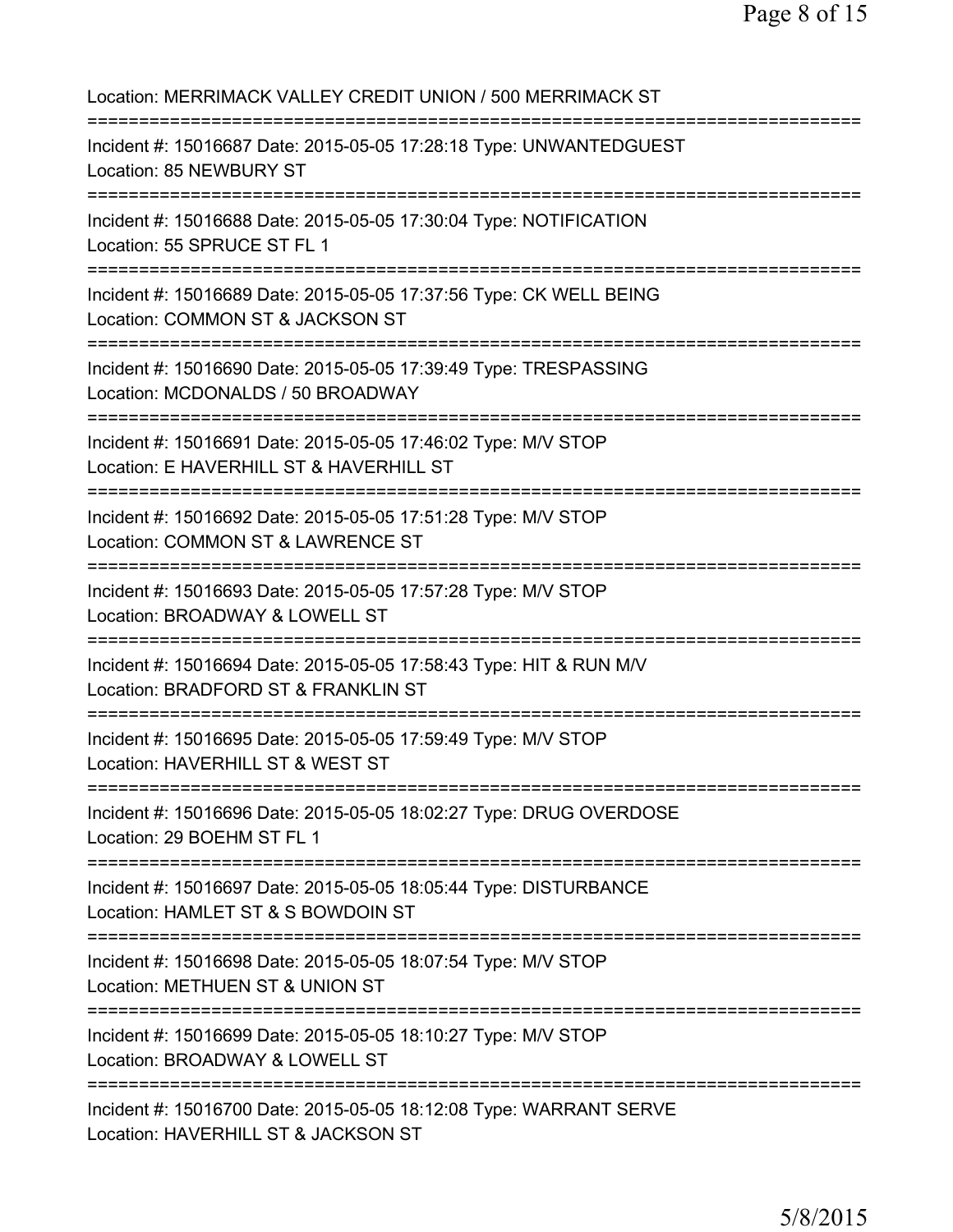Location: MERRIMACK VALLEY CREDIT UNION / 500 MERRIMACK ST

===========================================================================

Incident #: 15016687 Date: 2015-05-05 17:28:18 Type: UNWANTEDGUEST
Location: 85 NEWBURY ST

===========================================================================

Incident #: 15016688 Date: 2015-05-05 17:30:04 Type: NOTIFICATION
Location: 55 SPRUCE ST FL 1

===========================================================================

Incident #: 15016689 Date: 2015-05-05 17:37:56 Type: CK WELL BEING
Location: COMMON ST & JACKSON ST

===========================================================================

Incident #: 15016690 Date: 2015-05-05 17:39:49 Type: TRESPASSING
Location: MCDONALDS / 50 BROADWAY

===========================================================================

Incident #: 15016691 Date: 2015-05-05 17:46:02 Type: M/V STOP
Location: E HAVERHILL ST & HAVERHILL ST

===========================================================================

Incident #: 15016692 Date: 2015-05-05 17:51:28 Type: M/V STOP
Location: COMMON ST & LAWRENCE ST

===========================================================================

Incident #: 15016693 Date: 2015-05-05 17:57:28 Type: M/V STOP
Location: BROADWAY & LOWELL ST

===========================================================================

Incident #: 15016694 Date: 2015-05-05 17:58:43 Type: HIT & RUN M/V
Location: BRADFORD ST & FRANKLIN ST

===========================================================================

Incident #: 15016695 Date: 2015-05-05 17:59:49 Type: M/V STOP
Location: HAVERHILL ST & WEST ST

===========================================================================

Incident #: 15016696 Date: 2015-05-05 18:02:27 Type: DRUG OVERDOSE
Location: 29 BOEHM ST FL 1

===========================================================================

Incident #: 15016697 Date: 2015-05-05 18:05:44 Type: DISTURBANCE
Location: HAMLET ST & S BOWDOIN ST

===========================================================================

Incident #: 15016698 Date: 2015-05-05 18:07:54 Type: M/V STOP
Location: METHUEN ST & UNION ST

===========================================================================

Incident #: 15016699 Date: 2015-05-05 18:10:27 Type: M/V STOP
Location: BROADWAY & LOWELL ST

===========================================================================

Incident #: 15016700 Date: 2015-05-05 18:12:08 Type: WARRANT SERVE
Location: HAVERHILL ST & JACKSON ST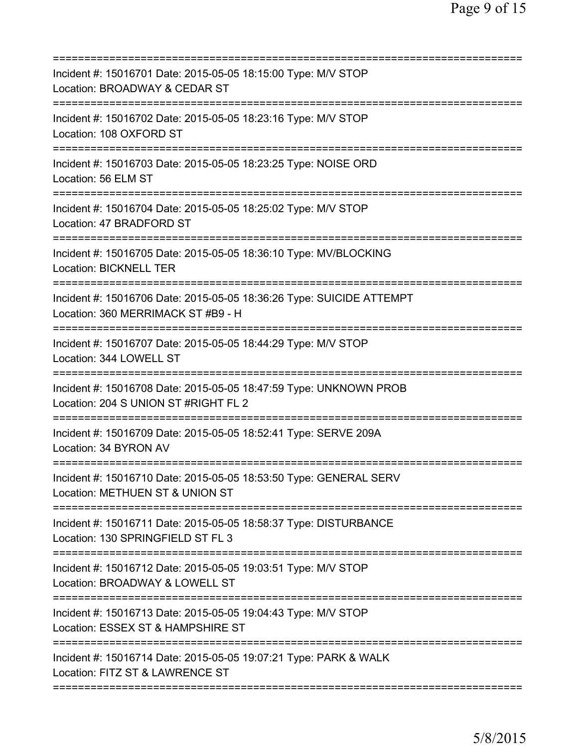==============================================================================
Incident #: 15016701 Date: 2015-05-05 18:15:00 Type: M/V STOP
Location: BROADWAY & CEDAR ST
==============================================================================
Incident #: 15016702 Date: 2015-05-05 18:23:16 Type: M/V STOP
Location: 108 OXFORD ST
==============================================================================
Incident #: 15016703 Date: 2015-05-05 18:23:25 Type: NOISE ORD
Location: 56 ELM ST
==============================================================================
Incident #: 15016704 Date: 2015-05-05 18:25:02 Type: M/V STOP
Location: 47 BRADFORD ST
==============================================================================
Incident #: 15016705 Date: 2015-05-05 18:36:10 Type: MV/BLOCKING
Location: BICKNELL TER
==============================================================================
Incident #: 15016706 Date: 2015-05-05 18:36:26 Type: SUICIDE ATTEMPT
Location: 360 MERRIMACK ST #B9 - H
==============================================================================
Incident #: 15016707 Date: 2015-05-05 18:44:29 Type: M/V STOP
Location: 344 LOWELL ST
==============================================================================
Incident #: 15016708 Date: 2015-05-05 18:47:59 Type: UNKNOWN PROB
Location: 204 S UNION ST #RIGHT FL 2
==============================================================================
Incident #: 15016709 Date: 2015-05-05 18:52:41 Type: SERVE 209A
Location: 34 BYRON AV
==============================================================================
Incident #: 15016710 Date: 2015-05-05 18:53:50 Type: GENERAL SERV
Location: METHUEN ST & UNION ST
==============================================================================
Incident #: 15016711 Date: 2015-05-05 18:58:37 Type: DISTURBANCE
Location: 130 SPRINGFIELD ST FL 3
==============================================================================
Incident #: 15016712 Date: 2015-05-05 19:03:51 Type: M/V STOP
Location: BROADWAY & LOWELL ST
==============================================================================
Incident #: 15016713 Date: 2015-05-05 19:04:43 Type: M/V STOP
Location: ESSEX ST & HAMPSHIRE ST
==============================================================================
Incident #: 15016714 Date: 2015-05-05 19:07:21 Type: PARK & WALK
Location: FITZ ST & LAWRENCE ST
==============================================================================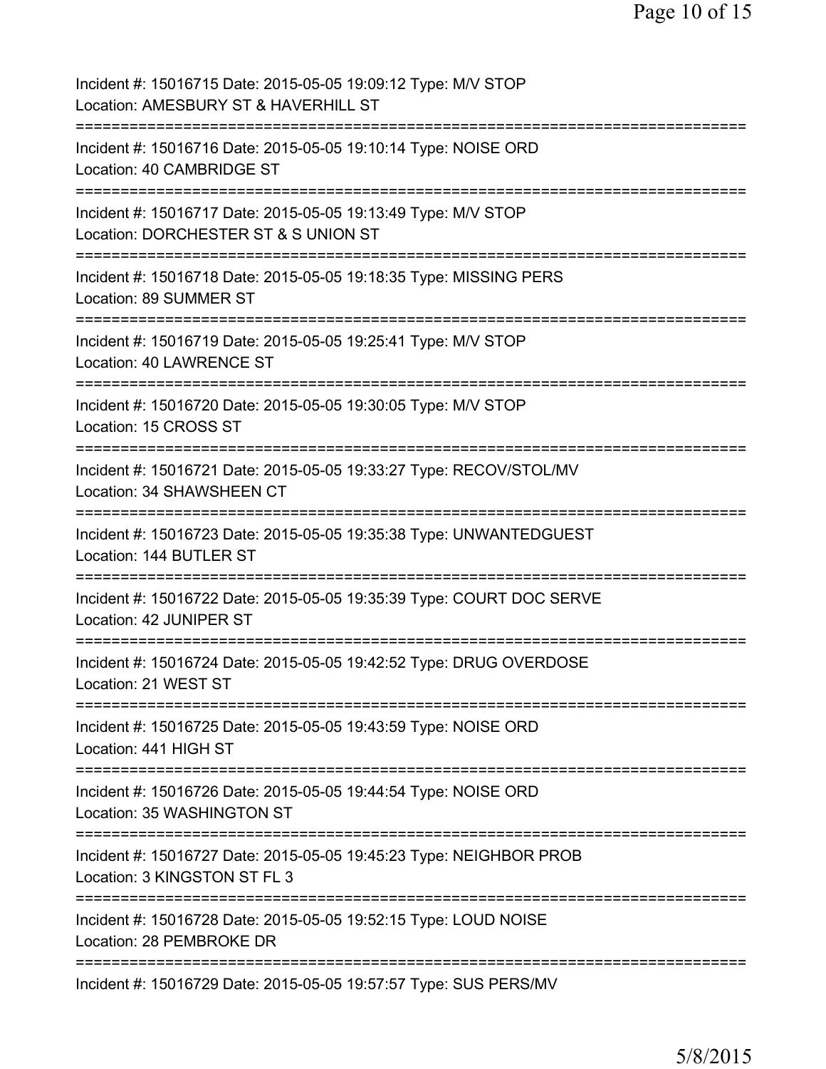Incident #: 15016715 Date: 2015-05-05 19:09:12 Type: M/V STOP
Location: AMESBURY ST & HAVERHILL ST
===========================================================================
Incident #: 15016716 Date: 2015-05-05 19:10:14 Type: NOISE ORD
Location: 40 CAMBRIDGE ST
===========================================================================
Incident #: 15016717 Date: 2015-05-05 19:13:49 Type: M/V STOP
Location: DORCHESTER ST & S UNION ST
===========================================================================
Incident #: 15016718 Date: 2015-05-05 19:18:35 Type: MISSING PERS
Location: 89 SUMMER ST
===========================================================================
Incident #: 15016719 Date: 2015-05-05 19:25:41 Type: M/V STOP
Location: 40 LAWRENCE ST
===========================================================================
Incident #: 15016720 Date: 2015-05-05 19:30:05 Type: M/V STOP
Location: 15 CROSS ST
===========================================================================
Incident #: 15016721 Date: 2015-05-05 19:33:27 Type: RECOV/STOL/MV
Location: 34 SHAWSHEEN CT
===========================================================================
Incident #: 15016723 Date: 2015-05-05 19:35:38 Type: UNWANTEDGUEST
Location: 144 BUTLER ST
===========================================================================
Incident #: 15016722 Date: 2015-05-05 19:35:39 Type: COURT DOC SERVE
Location: 42 JUNIPER ST
===========================================================================
Incident #: 15016724 Date: 2015-05-05 19:42:52 Type: DRUG OVERDOSE
Location: 21 WEST ST
===========================================================================
Incident #: 15016725 Date: 2015-05-05 19:43:59 Type: NOISE ORD
Location: 441 HIGH ST
===========================================================================
Incident #: 15016726 Date: 2015-05-05 19:44:54 Type: NOISE ORD
Location: 35 WASHINGTON ST
===========================================================================
Incident #: 15016727 Date: 2015-05-05 19:45:23 Type: NEIGHBOR PROB
Location: 3 KINGSTON ST FL 3
===========================================================================
Incident #: 15016728 Date: 2015-05-05 19:52:15 Type: LOUD NOISE
Location: 28 PEMBROKE DR
===========================================================================
Incident #: 15016729 Date: 2015-05-05 19:57:57 Type: SUS PERS/MV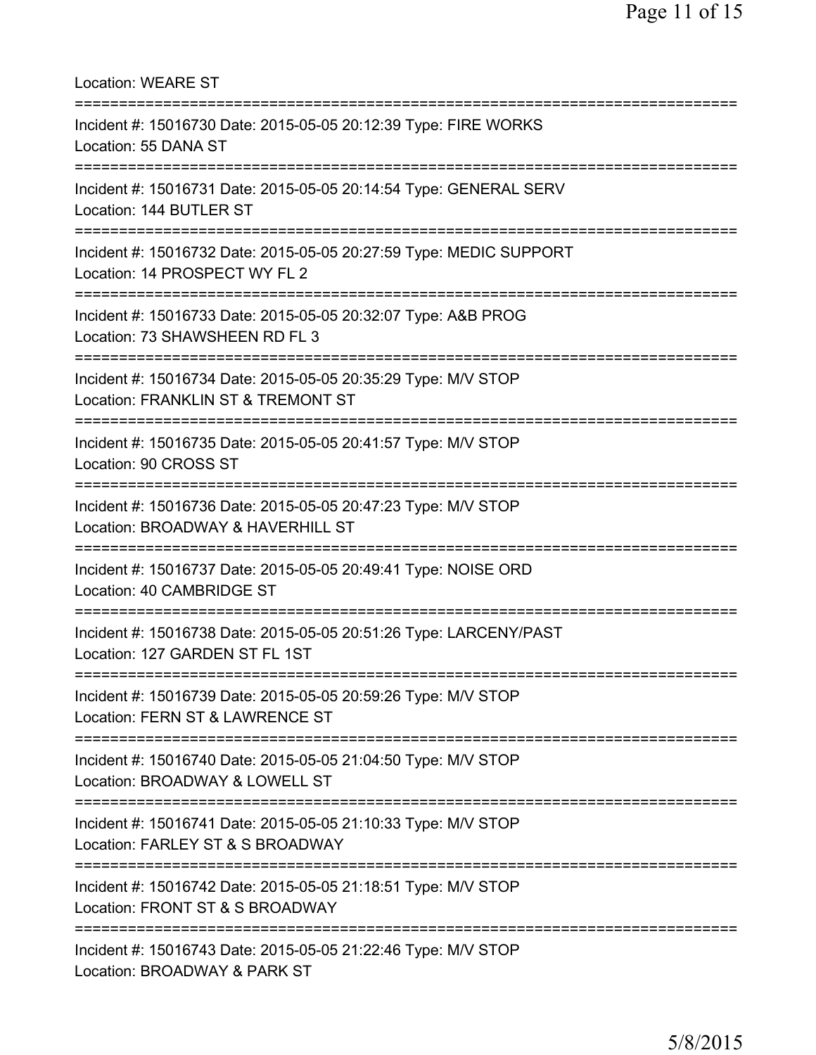Location: WEARE ST

===========================================================================

Incident #: 15016730 Date: 2015-05-05 20:12:39 Type: FIRE WORKS
Location: 55 DANA ST

===========================================================================

Incident #: 15016731 Date: 2015-05-05 20:14:54 Type: GENERAL SERV
Location: 144 BUTLER ST

===========================================================================

Incident #: 15016732 Date: 2015-05-05 20:27:59 Type: MEDIC SUPPORT
Location: 14 PROSPECT WY FL 2

===========================================================================

Incident #: 15016733 Date: 2015-05-05 20:32:07 Type: A&B PROG
Location: 73 SHAWSHEEN RD FL 3

===========================================================================

Incident #: 15016734 Date: 2015-05-05 20:35:29 Type: M/V STOP
Location: FRANKLIN ST & TREMONT ST

===========================================================================

Incident #: 15016735 Date: 2015-05-05 20:41:57 Type: M/V STOP
Location: 90 CROSS ST

===========================================================================

Incident #: 15016736 Date: 2015-05-05 20:47:23 Type: M/V STOP
Location: BROADWAY & HAVERHILL ST

===========================================================================

Incident #: 15016737 Date: 2015-05-05 20:49:41 Type: NOISE ORD
Location: 40 CAMBRIDGE ST

===========================================================================

Incident #: 15016738 Date: 2015-05-05 20:51:26 Type: LARCENY/PAST
Location: 127 GARDEN ST FL 1ST

===========================================================================

Incident #: 15016739 Date: 2015-05-05 20:59:26 Type: M/V STOP
Location: FERN ST & LAWRENCE ST

===========================================================================

Incident #: 15016740 Date: 2015-05-05 21:04:50 Type: M/V STOP
Location: BROADWAY & LOWELL ST

===========================================================================

Incident #: 15016741 Date: 2015-05-05 21:10:33 Type: M/V STOP
Location: FARLEY ST & S BROADWAY

===========================================================================

Incident #: 15016742 Date: 2015-05-05 21:18:51 Type: M/V STOP
Location: FRONT ST & S BROADWAY

===========================================================================

Incident #: 15016743 Date: 2015-05-05 21:22:46 Type: M/V STOP
Location: BROADWAY & PARK ST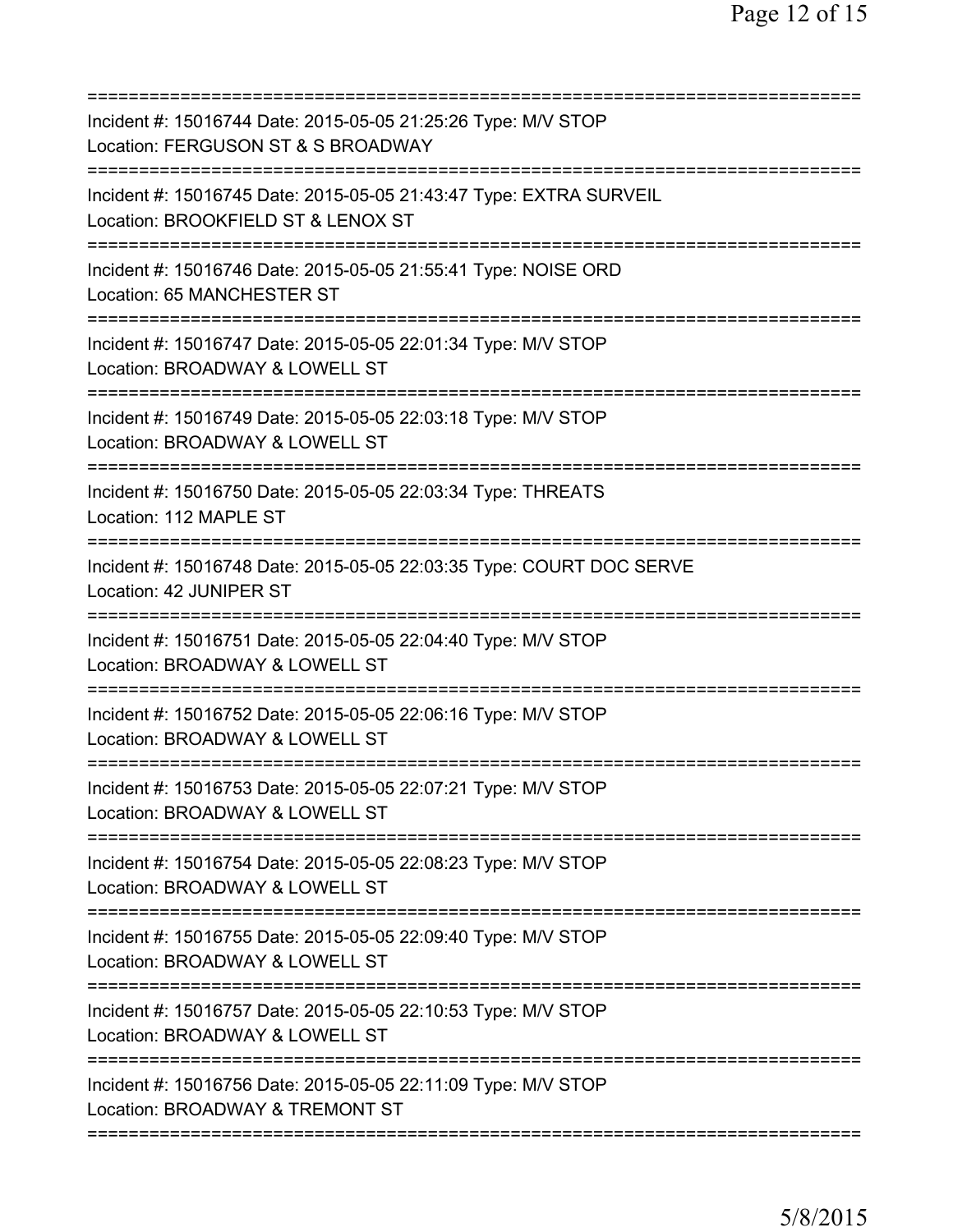==============================================================================
Incident #: 15016744 Date: 2015-05-05 21:25:26 Type: M/V STOP
Location: FERGUSON ST & S BROADWAY
==============================================================================
Incident #: 15016745 Date: 2015-05-05 21:43:47 Type: EXTRA SURVEIL
Location: BROOKFIELD ST & LENOX ST
==============================================================================
Incident #: 15016746 Date: 2015-05-05 21:55:41 Type: NOISE ORD
Location: 65 MANCHESTER ST
==============================================================================
Incident #: 15016747 Date: 2015-05-05 22:01:34 Type: M/V STOP
Location: BROADWAY & LOWELL ST
==============================================================================
Incident #: 15016749 Date: 2015-05-05 22:03:18 Type: M/V STOP
Location: BROADWAY & LOWELL ST
==============================================================================
Incident #: 15016750 Date: 2015-05-05 22:03:34 Type: THREATS
Location: 112 MAPLE ST
==============================================================================
Incident #: 15016748 Date: 2015-05-05 22:03:35 Type: COURT DOC SERVE
Location: 42 JUNIPER ST
==============================================================================
Incident #: 15016751 Date: 2015-05-05 22:04:40 Type: M/V STOP
Location: BROADWAY & LOWELL ST
==============================================================================
Incident #: 15016752 Date: 2015-05-05 22:06:16 Type: M/V STOP
Location: BROADWAY & LOWELL ST
==============================================================================
Incident #: 15016753 Date: 2015-05-05 22:07:21 Type: M/V STOP
Location: BROADWAY & LOWELL ST
==============================================================================
Incident #: 15016754 Date: 2015-05-05 22:08:23 Type: M/V STOP
Location: BROADWAY & LOWELL ST
==============================================================================
Incident #: 15016755 Date: 2015-05-05 22:09:40 Type: M/V STOP
Location: BROADWAY & LOWELL ST
==============================================================================
Incident #: 15016757 Date: 2015-05-05 22:10:53 Type: M/V STOP
Location: BROADWAY & LOWELL ST
==============================================================================
Incident #: 15016756 Date: 2015-05-05 22:11:09 Type: M/V STOP
Location: BROADWAY & TREMONT ST
==============================================================================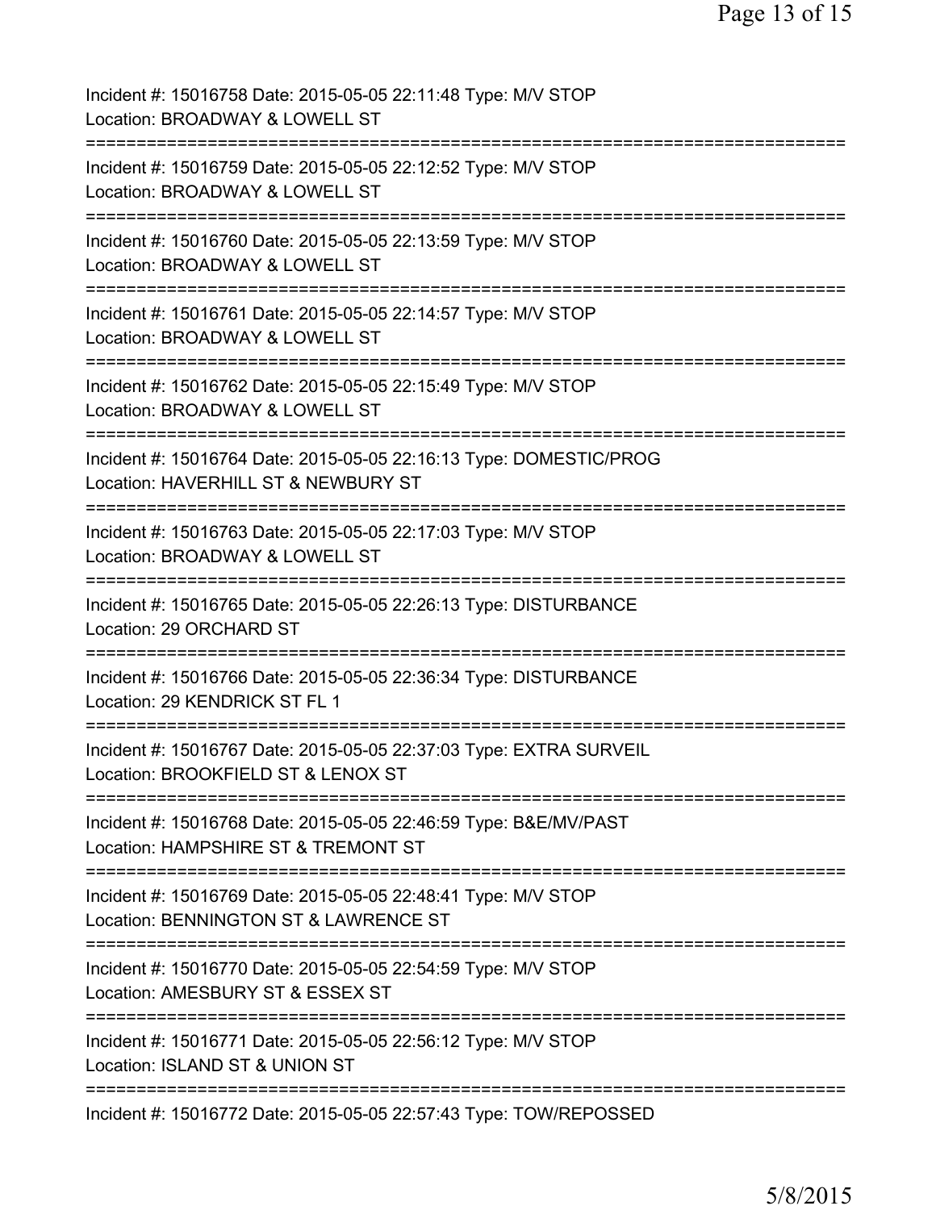Incident #: 15016758 Date: 2015-05-05 22:11:48 Type: M/V STOP
Location: BROADWAY & LOWELL ST
===========================================================================
Incident #: 15016759 Date: 2015-05-05 22:12:52 Type: M/V STOP
Location: BROADWAY & LOWELL ST
===========================================================================
Incident #: 15016760 Date: 2015-05-05 22:13:59 Type: M/V STOP
Location: BROADWAY & LOWELL ST
===========================================================================
Incident #: 15016761 Date: 2015-05-05 22:14:57 Type: M/V STOP
Location: BROADWAY & LOWELL ST
===========================================================================
Incident #: 15016762 Date: 2015-05-05 22:15:49 Type: M/V STOP
Location: BROADWAY & LOWELL ST
===========================================================================
Incident #: 15016764 Date: 2015-05-05 22:16:13 Type: DOMESTIC/PROG
Location: HAVERHILL ST & NEWBURY ST
===========================================================================
Incident #: 15016763 Date: 2015-05-05 22:17:03 Type: M/V STOP
Location: BROADWAY & LOWELL ST
===========================================================================
Incident #: 15016765 Date: 2015-05-05 22:26:13 Type: DISTURBANCE
Location: 29 ORCHARD ST
===========================================================================
Incident #: 15016766 Date: 2015-05-05 22:36:34 Type: DISTURBANCE
Location: 29 KENDRICK ST FL 1
===========================================================================
Incident #: 15016767 Date: 2015-05-05 22:37:03 Type: EXTRA SURVEIL
Location: BROOKFIELD ST & LENOX ST
===========================================================================
Incident #: 15016768 Date: 2015-05-05 22:46:59 Type: B&E/MV/PAST
Location: HAMPSHIRE ST & TREMONT ST
===========================================================================
Incident #: 15016769 Date: 2015-05-05 22:48:41 Type: M/V STOP
Location: BENNINGTON ST & LAWRENCE ST
===========================================================================
Incident #: 15016770 Date: 2015-05-05 22:54:59 Type: M/V STOP
Location: AMESBURY ST & ESSEX ST
===========================================================================
Incident #: 15016771 Date: 2015-05-05 22:56:12 Type: M/V STOP
Location: ISLAND ST & UNION ST
===========================================================================
Incident #: 15016772 Date: 2015-05-05 22:57:43 Type: TOW/REPOSSED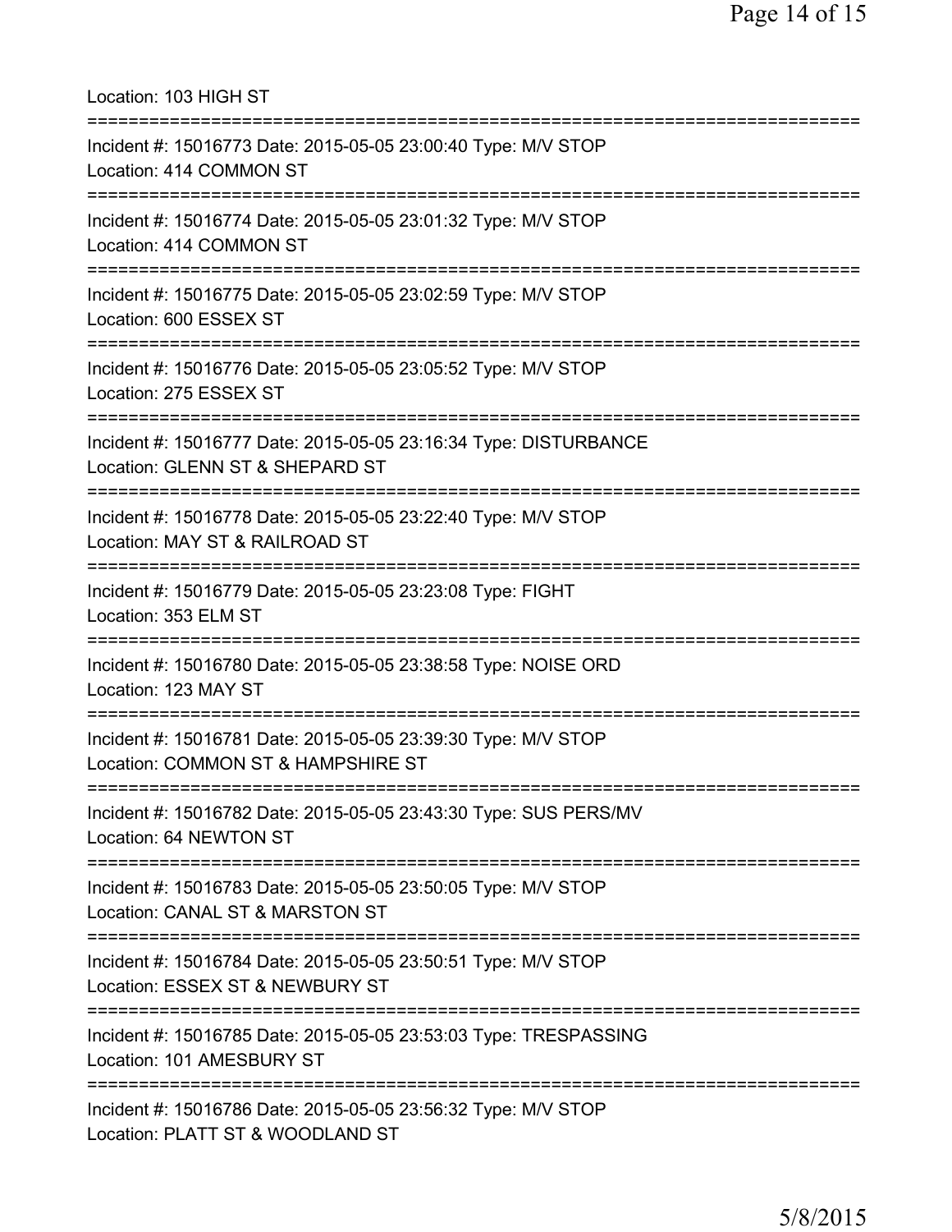Location: 103 HIGH ST

===========================================================================

Incident #: 15016773 Date: 2015-05-05 23:00:40 Type: M/V STOP
Location: 414 COMMON ST

===========================================================================

Incident #: 15016774 Date: 2015-05-05 23:01:32 Type: M/V STOP
Location: 414 COMMON ST

===========================================================================

Incident #: 15016775 Date: 2015-05-05 23:02:59 Type: M/V STOP
Location: 600 ESSEX ST

===========================================================================

Incident #: 15016776 Date: 2015-05-05 23:05:52 Type: M/V STOP
Location: 275 ESSEX ST

===========================================================================

Incident #: 15016777 Date: 2015-05-05 23:16:34 Type: DISTURBANCE
Location: GLENN ST & SHEPARD ST

===========================================================================

Incident #: 15016778 Date: 2015-05-05 23:22:40 Type: M/V STOP
Location: MAY ST & RAILROAD ST

===========================================================================

Incident #: 15016779 Date: 2015-05-05 23:23:08 Type: FIGHT
Location: 353 ELM ST

===========================================================================

Incident #: 15016780 Date: 2015-05-05 23:38:58 Type: NOISE ORD
Location: 123 MAY ST

===========================================================================

Incident #: 15016781 Date: 2015-05-05 23:39:30 Type: M/V STOP
Location: COMMON ST & HAMPSHIRE ST

===========================================================================

Incident #: 15016782 Date: 2015-05-05 23:43:30 Type: SUS PERS/MV
Location: 64 NEWTON ST

===========================================================================

Incident #: 15016783 Date: 2015-05-05 23:50:05 Type: M/V STOP
Location: CANAL ST & MARSTON ST

===========================================================================

Incident #: 15016784 Date: 2015-05-05 23:50:51 Type: M/V STOP
Location: ESSEX ST & NEWBURY ST

===========================================================================

Incident #: 15016785 Date: 2015-05-05 23:53:03 Type: TRESPASSING
Location: 101 AMESBURY ST

===========================================================================

Incident #: 15016786 Date: 2015-05-05 23:56:32 Type: M/V STOP
Location: PLATT ST & WOODLAND ST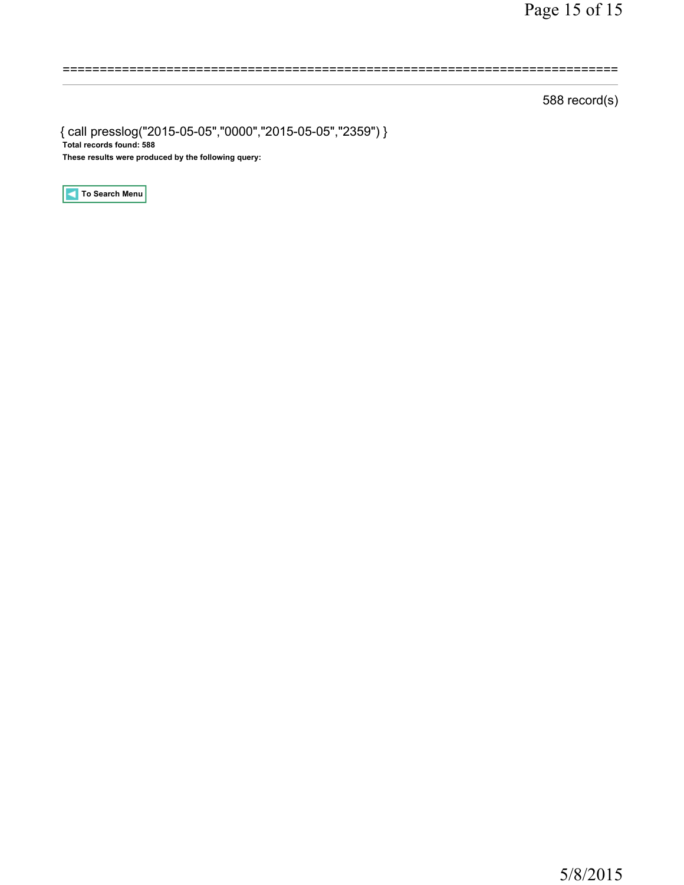===========================================================================

588 record(s)

{ call presslog("2015-05-05","0000","2015-05-05","2359") }

**Total records found: 588**

**These results were produced by the following query:**

**To Search Menu**